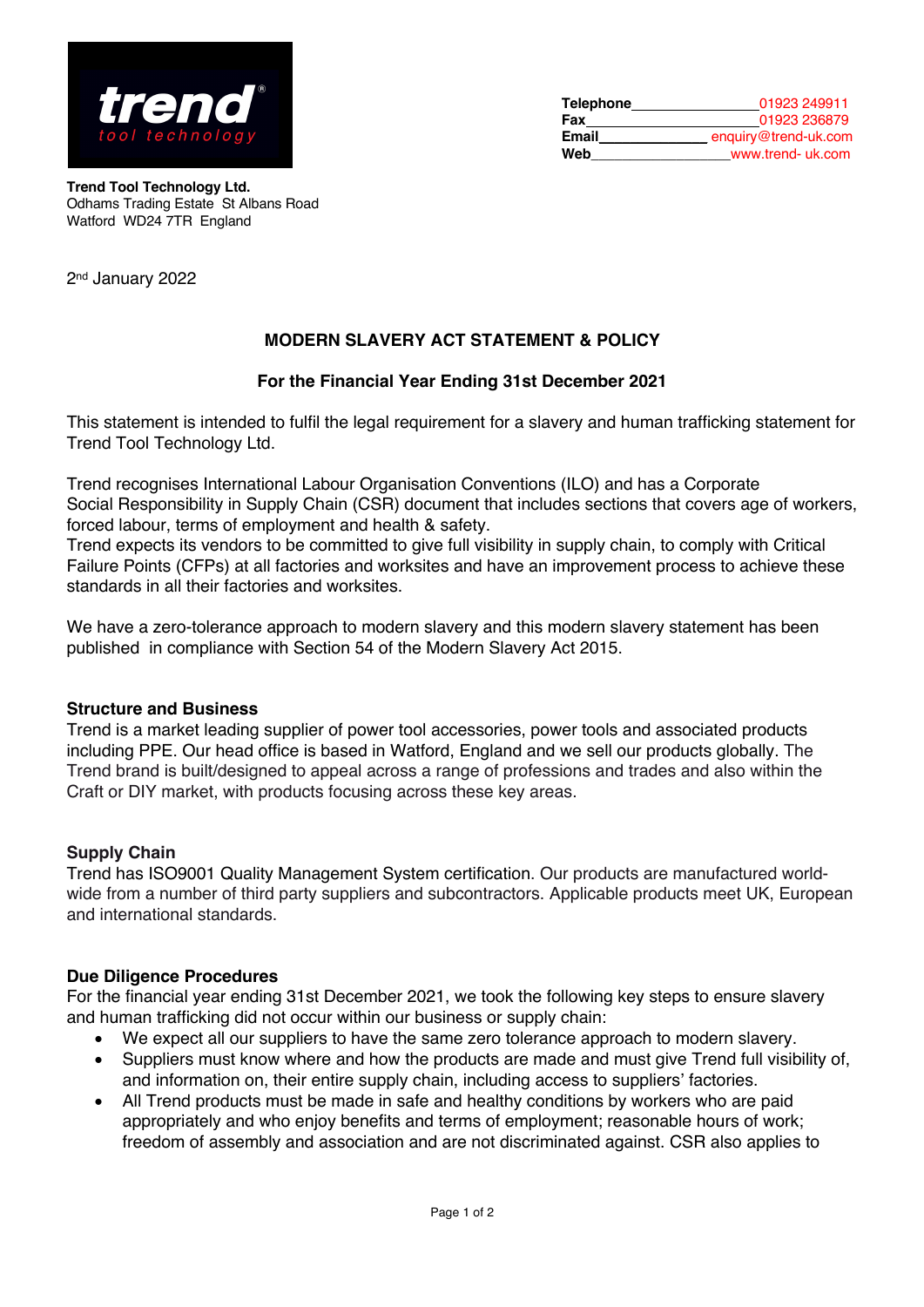**Trend Tool Technology Ltd.**
Odhams Trading Estate St Albans Road
Watford WD24 7TR England

| | |
|---|---|
| **Telephone** | 01923 249911 |
| **Fax** | 01923 236879 |
| **Email** | enquiry@trend-uk.com |
| **Web** | www.trend- uk.com |

2nd January 2022

## MODERN SLAVERY ACT STATEMENT & POLICY

### For the Financial Year Ending 31st December 2021

This statement is intended to fulfil the legal requirement for a slavery and human trafficking statement for Trend Tool Technology Ltd.

Trend recognises International Labour Organisation Conventions (ILO) and has a Corporate Social Responsibility in Supply Chain (CSR) document that includes sections that covers age of workers, forced labour, terms of employment and health & safety.
Trend expects its vendors to be committed to give full visibility in supply chain, to comply with Critical Failure Points (CFPs) at all factories and worksites and have an improvement process to achieve these standards in all their factories and worksites.

We have a zero-tolerance approach to modern slavery and this modern slavery statement has been published in compliance with Section 54 of the Modern Slavery Act 2015.

**Structure and Business**
Trend is a market leading supplier of power tool accessories, power tools and associated products including PPE. Our head office is based in Watford, England and we sell our products globally. The Trend brand is built/designed to appeal across a range of professions and trades and also within the Craft or DIY market, with products focusing across these key areas.

**Supply Chain**
Trend has ISO9001 Quality Management System certification. Our products are manufactured world-wide from a number of third party suppliers and subcontractors. Applicable products meet UK, European and international standards.

**Due Diligence Procedures**
For the financial year ending 31st December 2021, we took the following key steps to ensure slavery and human trafficking did not occur within our business or supply chain:

- We expect all our suppliers to have the same zero tolerance approach to modern slavery.
- Suppliers must know where and how the products are made and must give Trend full visibility of, and information on, their entire supply chain, including access to suppliers' factories.
- All Trend products must be made in safe and healthy conditions by workers who are paid appropriately and who enjoy benefits and terms of employment; reasonable hours of work; freedom of assembly and association and are not discriminated against. CSR also applies to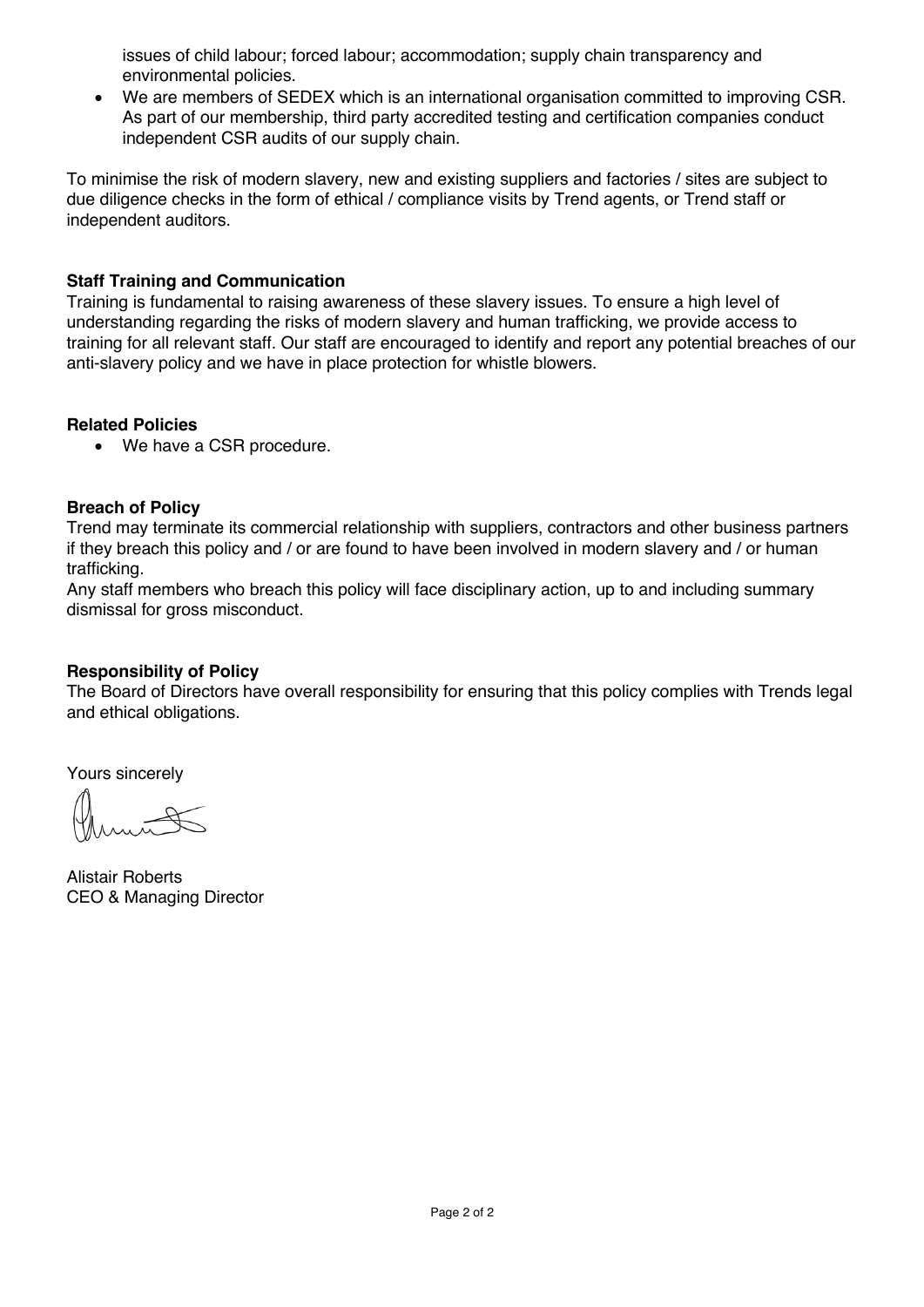issues of child labour; forced labour; accommodation; supply chain transparency and environmental policies.

- We are members of SEDEX which is an international organisation committed to improving CSR. As part of our membership, third party accredited testing and certification companies conduct independent CSR audits of our supply chain.

To minimise the risk of modern slavery, new and existing suppliers and factories / sites are subject to due diligence checks in the form of ethical / compliance visits by Trend agents, or Trend staff or independent auditors.

**Staff Training and Communication**

Training is fundamental to raising awareness of these slavery issues. To ensure a high level of understanding regarding the risks of modern slavery and human trafficking, we provide access to training for all relevant staff. Our staff are encouraged to identify and report any potential breaches of our anti-slavery policy and we have in place protection for whistle blowers.

**Related Policies**

- We have a CSR procedure.

**Breach of Policy**

Trend may terminate its commercial relationship with suppliers, contractors and other business partners if they breach this policy and / or are found to have been involved in modern slavery and / or human trafficking.

Any staff members who breach this policy will face disciplinary action, up to and including summary dismissal for gross misconduct.

**Responsibility of Policy**

The Board of Directors have overall responsibility for ensuring that this policy complies with Trends legal and ethical obligations.

Yours sincerely

Alistair Roberts
CEO & Managing Director